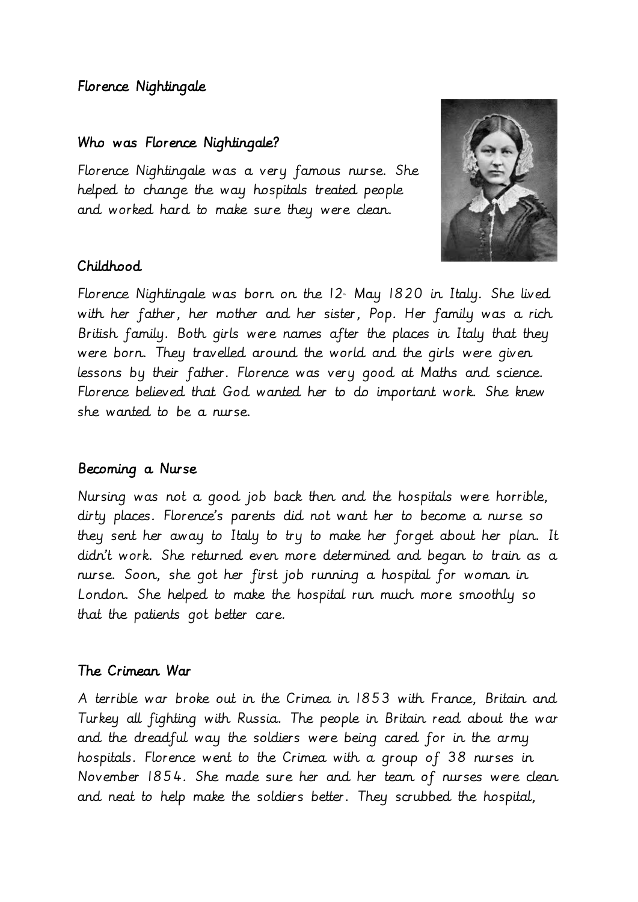# Florence Nightingale

## Who was Florence Nightingale?

Florence Nightingale was a very famous nurse. She helped to change the way hospitals treated people and worked hard to make sure they were clean.

## Childhood

Florence Nightingale was born on the 12th May 1820 in Italy. She lived with her father, her mother and her sister, Pop. Her family was a rich British family. Both girls were names after the places in Italy that they were born. They travelled around the world and the girls were given lessons by their father. Florence was very good at Maths and science. Florence believed that God wanted her to do important work. She knew she wanted to be a nurse.

## Becoming a Nurse

Nursing was not a good job back then and the hospitals were horrible, dirty places. Florence's parents did not want her to become a nurse so they sent her away to Italy to try to make her forget about her plan. It didn't work. She returned even more determined and began to train as a nurse. Soon, she got her first job running a hospital for woman in London. She helped to make the hospital run much more smoothly so that the patients got better care.

## The Crimean War

A terrible war broke out in the Crimea in 1853 with France, Britain and Turkey all fighting with Russia. The people in Britain read about the war and the dreadful way the soldiers were being cared for in the army hospitals. Florence went to the Crimea with a group of 38 nurses in November 1854. She made sure her and her team of nurses were clean and neat to help make the soldiers better. They scrubbed the hospital,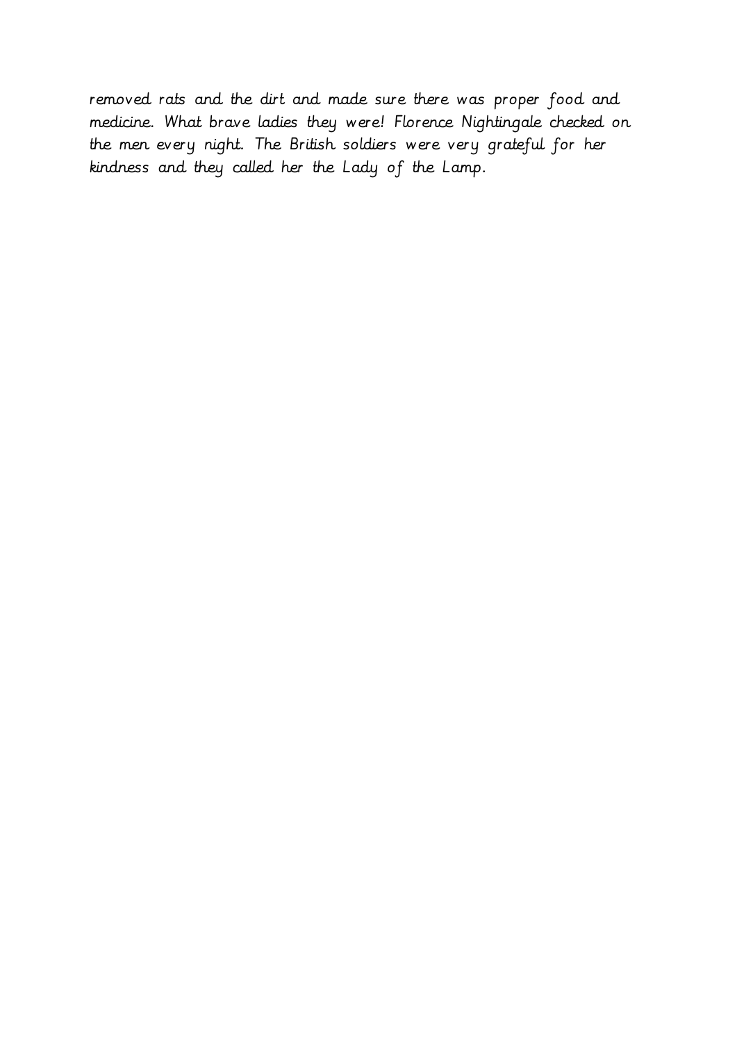removed rats and the dirt and made sure there was proper food and medicine. What brave ladies they were! Florence Nightingale checked on the men every night. The British soldiers were very grateful for her kindness and they called her the Lady of the Lamp.